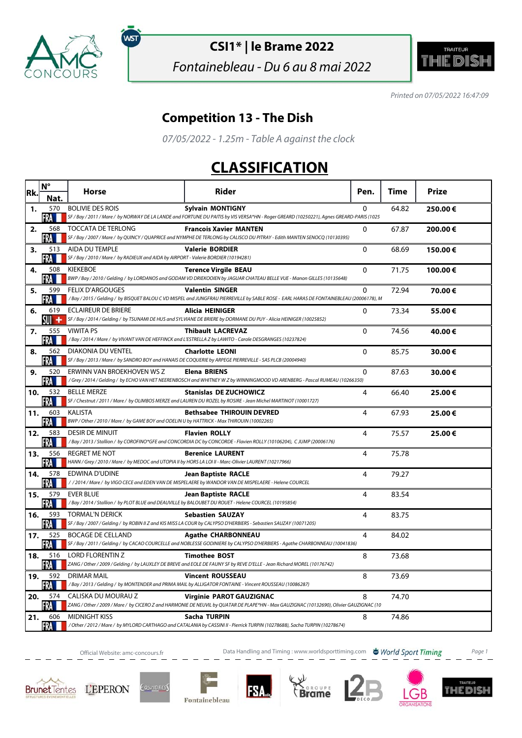# CSI1* | le Brame 2022

*Fontainebleau - Du 6 au 8 mai 2022*

*Printed on 07/05/2022 16:47:09*

## Competition 13 - The Dish

*07/05/2022 - 1.25m - Table A against the clock*

# CLASSIFICATION

| Rk. | N° Nat. | Horse | Rider | Pen. | Time | Prize |
|---|---|---|---|---|---|---|
| 1. | 570 FRA | BOLIVIE DES ROIS<br>*SF / Bay / 2011 / Mare / by NORWAY DE LA LANDE and FORTUNE DU PAITIS by VIS VERSA*HN - Roger GREARD (10250221), Agnes GREARD-PARIS (1025* | **Sylvain MONTIGNY** | 0 | 64.82 | **250.00 €** |
| 2. | 568 FRA | TOCCATA DE TERLONG<br>*SF / Bay / 2007 / Mare / by QUINCY / QUAPRICE and NYMPHE DE TERLONG by CALISCO DU PITRAY - Edith MANTEN SENOCQ (10130395)* | **Francois Xavier MANTEN** | 0 | 67.87 | **200.00 €** |
| 3. | 513 FRA | AIDA DU TEMPLE<br>*SF / Bay / 2010 / Mare / by RADIEUX and AIDA by AIRPORT - Valerie BORDIER (10194281)* | **Valerie BORDIER** | 0 | 68.69 | **150.00 €** |
| 4. | 508 FRA | KIEKEBOE<br>*BWP / Bay / 2010 / Gelding / by LORDANOS and GODAM VD DRIEKOOIEN by JAGUAR CHATEAU BELLE VUE - Manon GILLES (10135648)* | **Terence Virgile BEAU** | 0 | 71.75 | **100.00 €** |
| 5. | 599 FRA | FELIX D'ARGOUGES<br>*/ Bay / 2015 / Gelding / by BISQUET BALOU C VD MISPEL and JUNGFRAU PIERREVILLE by SABLE ROSE - EARL HARAS DE FONTAINEBLEAU (20006178), M* | **Valentin SINGER** | 0 | 72.94 | **70.00 €** |
| 6. | 619 SUI | ECLAIREUR DE BRIERE<br>*SF / Bay / 2014 / Gelding / by TSUNAMI DE HUS and SYLVIANE DE BRIERE by DORMANE DU PUY - Alicia HEINIGER (10025852)* | **Alicia HEINIGER** | 0 | 73.34 | **55.00 €** |
| 7. | 555 FRA | VIWITA PS<br>*/ Bay / 2014 / Mare / by VIVANT VAN DE HEFFINCK and L'ESTRELLA Z by LAWITO - Carole DESGRANGES (10237824)* | **Thibault LACREVAZ** | 0 | 74.56 | **40.00 €** |
| 8. | 562 FRA | DIAKONIA DU VENTEL<br>*SF / Bay / 2013 / Mare / by SANDRO BOY and HANAIS DE COQUERIE by ARPEGE PIERREVILLE - SAS PLCB (20004940)* | **Charlotte LEONI** | 0 | 85.75 | **30.00 €** |
| 9. | 520 FRA | ERWINN VAN BROEKHOVEN WS Z<br>*/ Grey / 2014 / Gelding / by ECHO VAN HET NEERENBOSCH and WHITNEY W Z by WINNINGMOOD VD ARENBERG - Pascal RUMEAU (10266350)* | **Elena BRIENS** | 0 | 87.63 | **30.00 €** |
| 10. | 532 FRA | BELLE MERZE<br>*SF / Chestnut / 2011 / Mare / by OLIMBOS MERZE and LAUREN DU ROZEL by ROSIRE - Jean Michel MARTINOT (10001727)* | **Stanislas DE ZUCHOWICZ** | 4 | 66.40 | **25.00 €** |
| 11. | 603 FRA | KALISTA<br>*BWP / Other / 2010 / Mare / by GAME BOY and ODELIN U by HATTRICK - Max THIROUIN (10002265)* | **Bethsabee THIROUIN DEVRED** | 4 | 67.93 | **25.00 €** |
| 12. | 583 FRA | DESIR DE MINUIT<br>*/ Bay / 2013 / Stallion / by COROFINO*GFE and CONCORDIA DC by CONCORDE - Flavien ROLLY (10106204), C JUMP (20006176)* | **Flavien ROLLY** | 4 | 75.57 | **25.00 €** |
| 13. | 556 FRA | REGRET ME NOT<br>*HANN / Grey / 2010 / Mare / by MEDOC and UTOPIA II by HORS LA LOI II - Marc-Olivier LAURENT (10217966)* | **Berenice LAURENT** | 4 | 75.78 | |
| 14. | 578 FRA | EDWINA D'UDINE<br>*/ / 2014 / Mare / by VIGO CECE and EDEN VAN DE MISPELAERE by WANDOR VAN DE MISPELAERE - Helene COURCEL* | **Jean Baptiste RACLE** | 4 | 79.27 | |
| 15. | 579 FRA | EVER BLUE<br>*/ Bay / 2014 / Stallion / by PLOT BLUE and DEAUVILLE by BALOUBET DU ROUET - Helene COURCEL (10195854)* | **Jean Baptiste RACLE** | 4 | 83.54 | |
| 16. | 593 FRA | TORMAL'N DERICK<br>*SF / Bay / 2007 / Gelding / by ROBIN II Z and KIS MISS LA COUR by CALYPSO D'HERBIERS - Sebastien SAUZAY (10071205)* | **Sebastien SAUZAY** | 4 | 83.75 | |
| 17. | 525 FRA | BOCAGE DE CELLAND<br>*SF / Bay / 2011 / Gelding / by CACAO COURCELLE and NOBLESSE GODINIERE by CALYPSO D'HERBIERS - Agathe CHARBONNEAU (10041836)* | **Agathe CHARBONNEAU** | 4 | 84.02 | |
| 18. | 516 FRA | LORD FLORENTIN Z<br>*ZANG / Other / 2009 / Gelding / by LAUXLEY DE BREVE and EOLE DE FAUNY SF by REVE D'ELLE - Jean Richard MOREL (10176742)* | **Timothee BOST** | 8 | 73.68 | |
| 19. | 592 FRA | DRIMAR MAIL<br>*/ Bay / 2013 / Gelding / by MONTENDER and PRIMA MAIL by ALLIGATOR FONTAINE - Vincent ROUSSEAU (10086287)* | **Vincent ROUSSEAU** | 8 | 73.69 | |
| 20. | 574 FRA | CALISKA DU MOURAU Z<br>*ZANG / Other / 2009 / Mare / by CICERO Z and HARMONIE DE NEUVIL by QUATAR DE PLAPE*HN - Max GAUZIGNAC (10132690), Olivier GAUZIGNAC (10* | **Virginie PAROT GAUZIGNAC** | 8 | 74.70 | |
| 21. | 606 FRA | MIDNIGHT KISS<br>*/ Other / 2012 / Mare / by MYLORD CARTHAGO and CATALANIA by CASSINI II - Pierrick TURPIN (10278688), Sacha TURPIN (10278674)* | **Sacha TURPIN** | 8 | 74.86 | |

Official Website: amc-concours.fr — Data Handling and Timing : www.worldsporttiming.com — World Sport Timing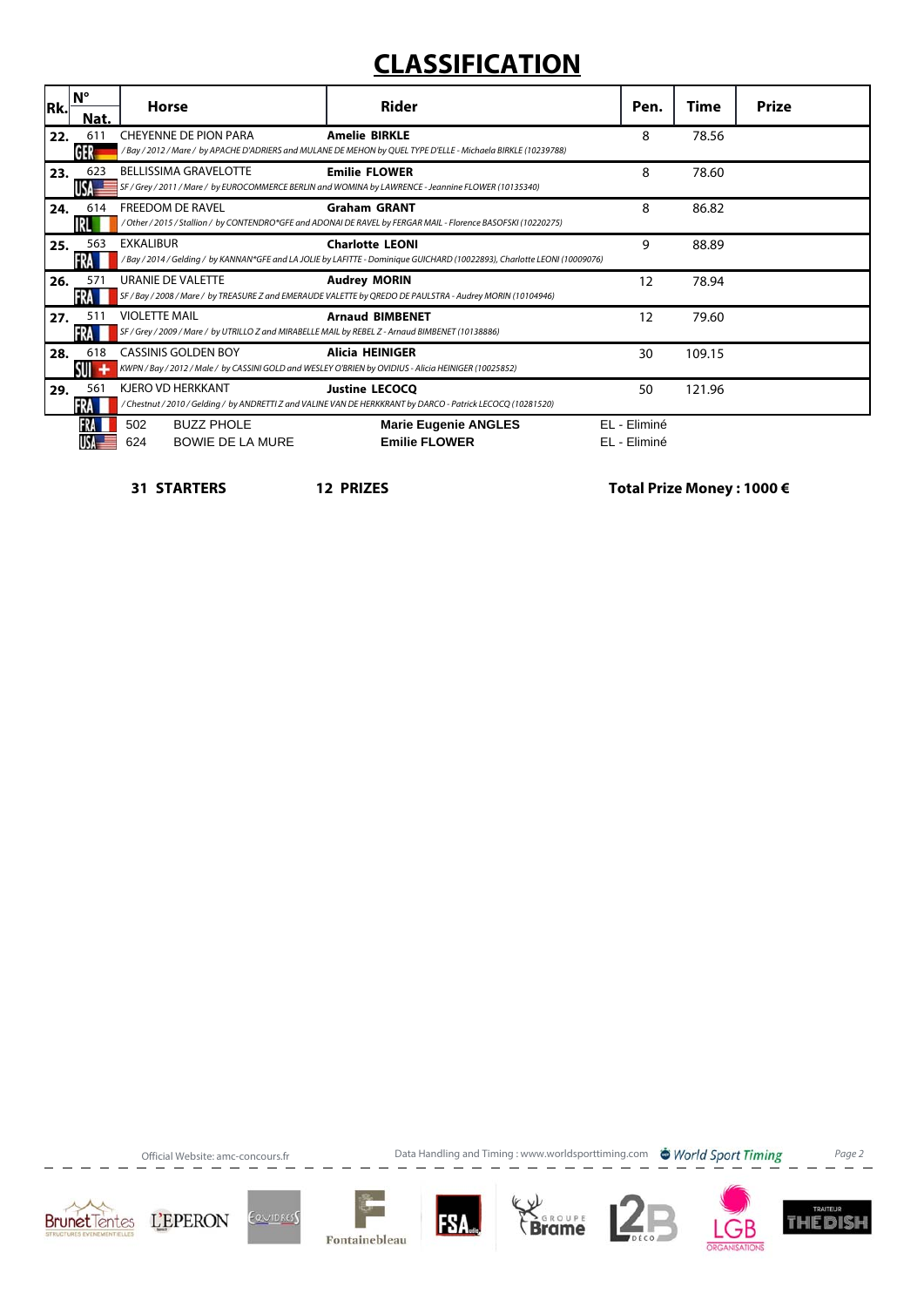# CLASSIFICATION

| Rk. | N° Nat. | Horse | Rider | Pen. | Time | Prize |
|---|---|---|---|---|---|---|
| 22. | 611 GER | CHEYENNE DE PION PARA<br>*/ Bay / 2012 / Mare / by APACHE D'ADRIERS and MULANE DE MEHON by QUEL TYPE D'ELLE - Michaela BIRKLE (10239788)* | **Amelie BIRKLE** | 8 | 78.56 | |
| 23. | 623 USA | BELLISSIMA GRAVELOTTE<br>*SF / Grey / 2011 / Mare / by EUROCOMMERCE BERLIN and WOMINA by LAWRENCE - Jeannine FLOWER (10135340)* | **Emilie FLOWER** | 8 | 78.60 | |
| 24. | 614 IRL | FREEDOM DE RAVEL<br>*/ Other / 2015 / Stallion / by CONTENDRO*GFE and ADONAI DE RAVEL by FERGAR MAIL - Florence BASOFSKI (10220275)* | **Graham GRANT** | 8 | 86.82 | |
| 25. | 563 FRA | EXKALIBUR<br>*/ Bay / 2014 / Gelding / by KANNAN*GFE and LA JOLIE by LAFITTE - Dominique GUICHARD (10022893), Charlotte LEONI (10009076)* | **Charlotte LEONI** | 9 | 88.89 | |
| 26. | 571 FRA | URANIE DE VALETTE<br>*SF / Bay / 2008 / Mare / by TREASURE Z and EMERAUDE VALETTE by QREDO DE PAULSTRA - Audrey MORIN (10104946)* | **Audrey MORIN** | 12 | 78.94 | |
| 27. | 511 FRA | VIOLETTE MAIL<br>*SF / Grey / 2009 / Mare / by UTRILLO Z and MIRABELLE MAIL by REBEL Z - Arnaud BIMBENET (10138886)* | **Arnaud BIMBENET** | 12 | 79.60 | |
| 28. | 618 SUI | CASSINIS GOLDEN BOY<br>*KWPN / Bay / 2012 / Male / by CASSINI GOLD and WESLEY O'BRIEN by OVIDIUS - Alicia HEINIGER (10025852)* | **Alicia HEINIGER** | 30 | 109.15 | |
| 29. | 561 FRA | KJERO VD HERKKANT<br>*/ Chestnut / 2010 / Gelding / by ANDRETTI Z and VALINE VAN DE HERKKRANT by DARCO - Patrick LECOCQ (10281520)* | **Justine LECOCQ** | 50 | 121.96 | |
| | 502 FRA | BUZZ PHOLE | **Marie Eugenie ANGLES** | EL - Eliminé | | |
| | 624 USA | BOWIE DE LA MURE | **Emilie FLOWER** | EL - Eliminé | | |

**31 STARTERS** **12 PRIZES** **Total Prize Money : 1000 €**

Official Website: amc-concours.fr

Data Handling and Timing : www.worldsporttiming.com World Sport Timing

Brunet Tentes — L'EPERON — EQUIDRESS — Fontainebleau — FSA — Groupe Brame — 2B Deco — LGB Organisations — Traiteur The Dish